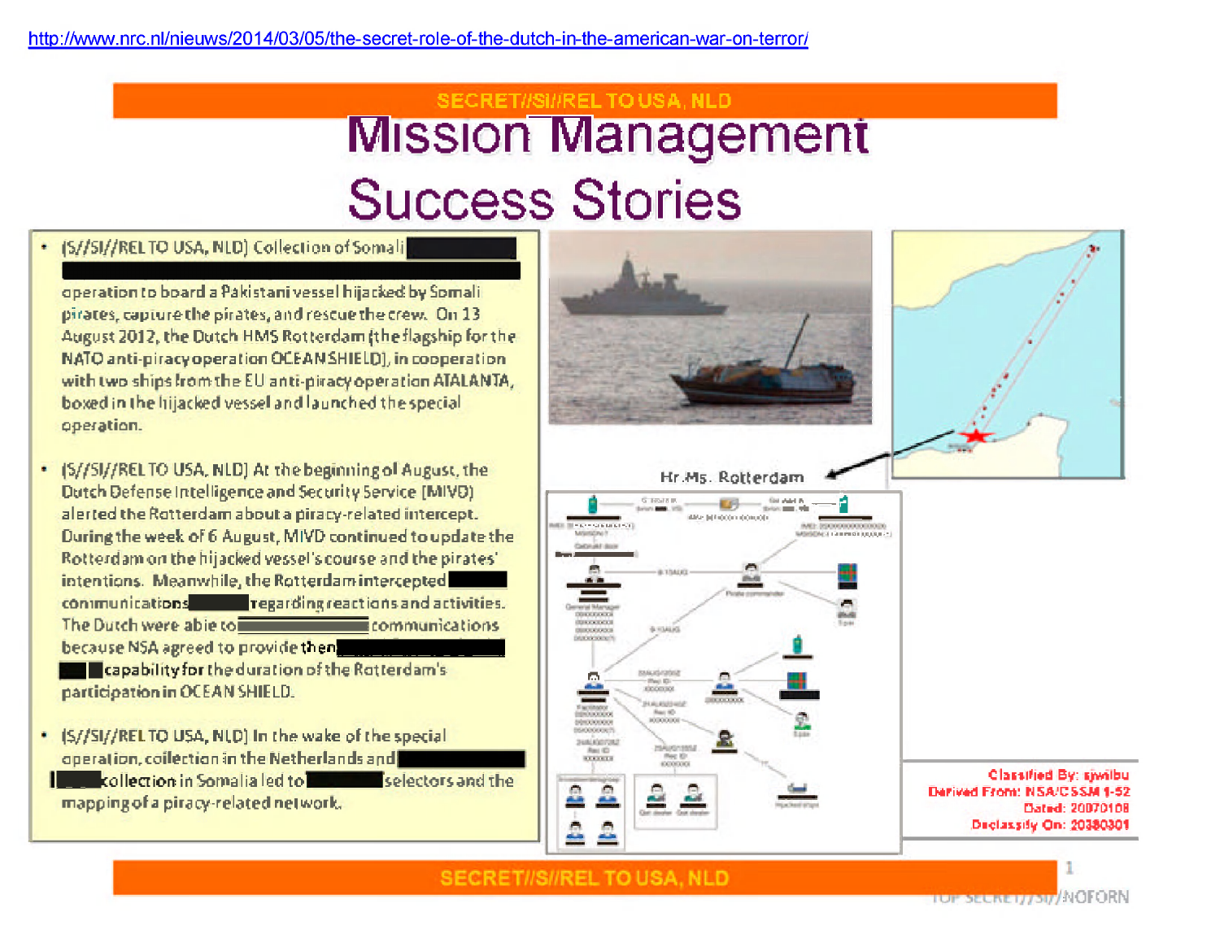http://www.nrc.nl/nieuws/2014/03/05/the-secret-role-of-the-dutch-in-the-american-war-on-terror/

SECRET//SI//REL TO USA, NLD

# Mission Management Success Stories

- (S//SI//REL TO USA, NLD) Collection of Somali [REDACTED] operation to board a Pakistani vessel hijacked by Somali pirates, capture the pirates, and rescue the crew. On 13 August 2012, the Dutch HMS Rotterdam (the flagship for the NATO anti-piracy operation OCEAN SHIELD), in cooperation with two ships from the EU anti-piracy operation ATALANTA, boxed in the hijacked vessel and launched the special operation.

- (S//SI//REL TO USA, NLD) At the beginning of August, the Dutch Defense Intelligence and Security Service (MIVD) alerted the Rotterdam about a piracy-related intercept. During the week of 6 August, MIVD continued to update the Rotterdam on the hijacked vessel's course and the pirates' intentions. Meanwhile, the Rotterdam intercepted [REDACTED] communications [REDACTED] regarding reactions and activities. The Dutch were able to [REDACTED] communications because NSA agreed to provide them [REDACTED] capability for the duration of the Rotterdam's participation in OCEAN SHIELD.

- (S//SI//REL TO USA, NLD) In the wake of the special operation, collection in the Netherlands and [REDACTED] collection in Somalia led to [REDACTED] selectors and the mapping of a piracy-related network.

Hr.Ms. Rotterdam

Classified By: sjwilbu
Derived From: NSA/CSSM 1-52
Dated: 20070108
Declassify On: 20380301

SECRET//SI//REL TO USA, NLD

TOP SECRET//SI//NOFORN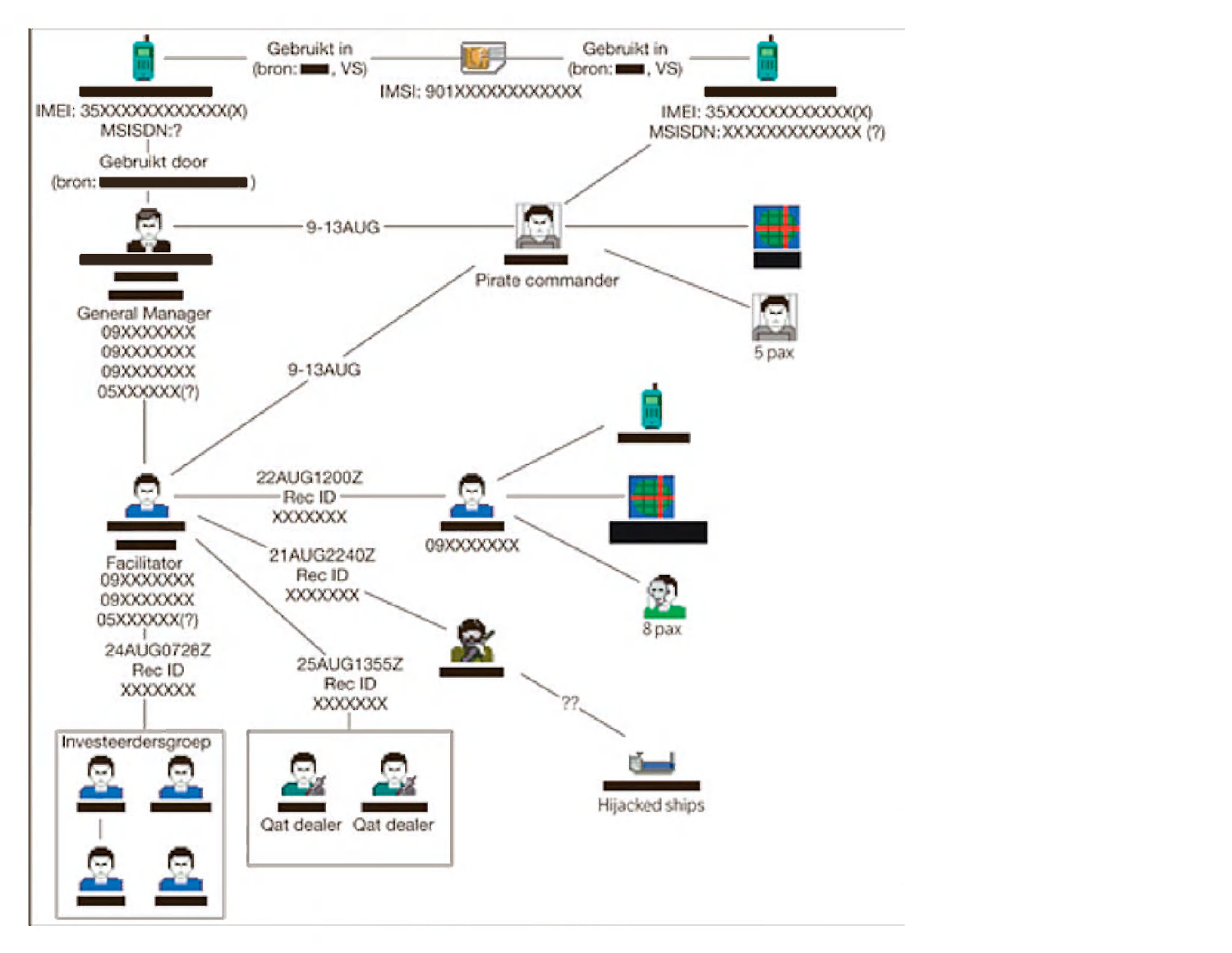Gebruikt in (bron: ■■■, VS)

IMSI: 901XXXXXXXXXXXX

Gebruikt in (bron: ■■■, VS)

IMEI: 35XXXXXXXXXXXX(X)
MSISDN:?

Gebruikt door (bron: ■■■■■■■■■■■)

IMEI: 35XXXXXXXXXXXX(X)
MSISDN:XXXXXXXXXXXXX (?)

9-13AUG

Pirate commander

5 pax

General Manager
09XXXXXXX
09XXXXXXX
09XXXXXXX
05XXXXXX(?)

9-13AUG

22AUG1200Z
Rec ID
XXXXXXX

09XXXXXXX

8 pax

Facilitator
09XXXXXXX
09XXXXXXX
05XXXXXX(?)

21AUG2240Z
Rec ID
XXXXXXX

24AUG0728Z
Rec ID
XXXXXXX

25AUG1355Z
Rec ID
XXXXXXX

??

Hijacked ships

Investeerdersgroep

Qat dealer

Qat dealer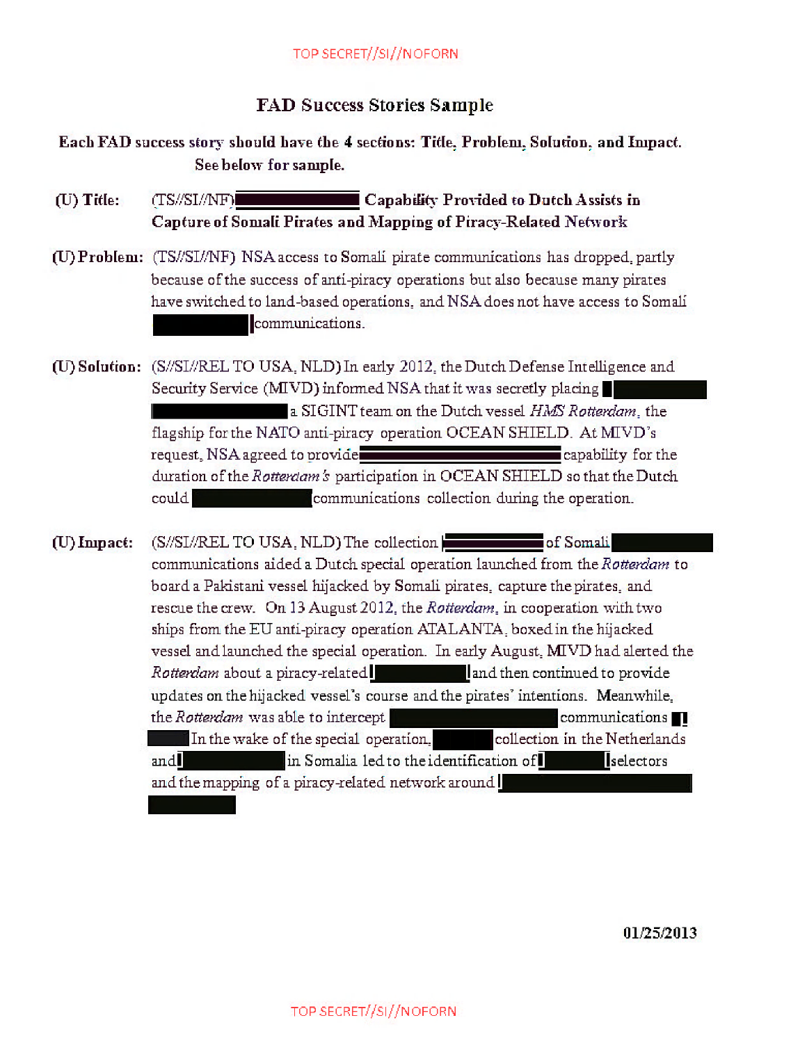TOP SECRET//SI//NOFORN

# FAD Success Stories Sample

**Each FAD success story should have the 4 sections: Title, Problem, Solution, and Impact. See below for sample.**

**(U) Title:** (TS//SI//NF) ██████ **Capability Provided to Dutch Assists in Capture of Somali Pirates and Mapping of Piracy-Related Network**

**(U) Problem:** (TS//SI//NF) NSA access to Somali pirate communications has dropped, partly because of the success of anti-piracy operations but also because many pirates have switched to land-based operations, and NSA does not have access to Somali ██████ communications.

**(U) Solution:** (S//SI//REL TO USA, NLD) In early 2012, the Dutch Defense Intelligence and Security Service (MIVD) informed NSA that it was secretly placing ██████ a SIGINT team on the Dutch vessel *HMS Rotterdam*, the flagship for the NATO anti-piracy operation OCEAN SHIELD. At MIVD's request, NSA agreed to provide ██████ capability for the duration of the *Rotterdam's* participation in OCEAN SHIELD so that the Dutch could ██████ communications collection during the operation.

**(U) Impact:** (S//SI//REL TO USA, NLD) The collection ██████ of Somali ██████ communications aided a Dutch special operation launched from the *Rotterdam* to board a Pakistani vessel hijacked by Somali pirates, capture the pirates, and rescue the crew. On 13 August 2012, the *Rotterdam*, in cooperation with two ships from the EU anti-piracy operation ATALANTA, boxed in the hijacked vessel and launched the special operation. In early August, MIVD had alerted the *Rotterdam* about a piracy-related ██████ and then continued to provide updates on the hijacked vessel's course and the pirates' intentions. Meanwhile, the *Rotterdam* was able to intercept ██████ communications ██████ In the wake of the special operation, ██████ collection in the Netherlands and ██████ in Somalia led to the identification of ██████ selectors and the mapping of a piracy-related network around ██████

01/25/2013

TOP SECRET//SI//NOFORN